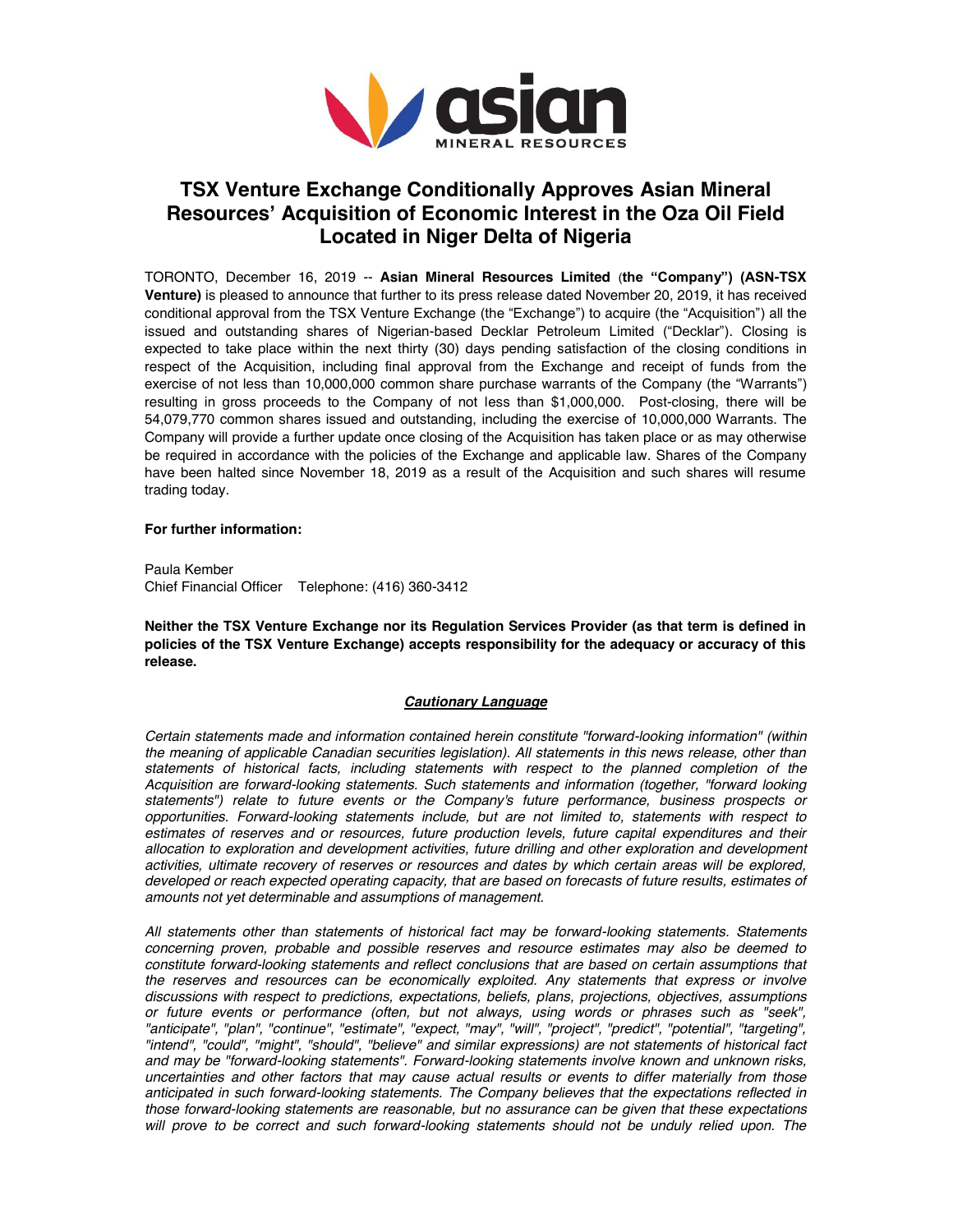# TSX Venture Exchange Conditionally Approves Asian Mineral Resources' Acquisition of Economic Interest in the Oza Oil Field Located in Niger Delta of Nigeria

TORONTO, December 16, 2019 -- **Asian Mineral Resources Limited** (**the "Company") (ASN-TSX Venture)** is pleased to announce that further to its press release dated November 20, 2019, it has received conditional approval from the TSX Venture Exchange (the "Exchange") to acquire (the "Acquisition") all the issued and outstanding shares of Nigerian-based Decklar Petroleum Limited ("Decklar"). Closing is expected to take place within the next thirty (30) days pending satisfaction of the closing conditions in respect of the Acquisition, including final approval from the Exchange and receipt of funds from the exercise of not less than 10,000,000 common share purchase warrants of the Company (the "Warrants") resulting in gross proceeds to the Company of not less than $1,000,000. Post-closing, there will be 54,079,770 common shares issued and outstanding, including the exercise of 10,000,000 Warrants. The Company will provide a further update once closing of the Acquisition has taken place or as may otherwise be required in accordance with the policies of the Exchange and applicable law. Shares of the Company have been halted since November 18, 2019 as a result of the Acquisition and such shares will resume trading today.

**For further information:**

Paula Kember
Chief Financial Officer Telephone: (416) 360-3412

**Neither the TSX Venture Exchange nor its Regulation Services Provider (as that term is defined in policies of the TSX Venture Exchange) accepts responsibility for the adequacy or accuracy of this release.**

***Cautionary Language***

*Certain statements made and information contained herein constitute "forward-looking information" (within the meaning of applicable Canadian securities legislation). All statements in this news release, other than statements of historical facts, including statements with respect to the planned completion of the Acquisition are forward-looking statements. Such statements and information (together, "forward looking statements") relate to future events or the Company's future performance, business prospects or opportunities. Forward-looking statements include, but are not limited to, statements with respect to estimates of reserves and or resources, future production levels, future capital expenditures and their allocation to exploration and development activities, future drilling and other exploration and development activities, ultimate recovery of reserves or resources and dates by which certain areas will be explored, developed or reach expected operating capacity, that are based on forecasts of future results, estimates of amounts not yet determinable and assumptions of management.*

*All statements other than statements of historical fact may be forward-looking statements. Statements concerning proven, probable and possible reserves and resource estimates may also be deemed to constitute forward-looking statements and reflect conclusions that are based on certain assumptions that the reserves and resources can be economically exploited. Any statements that express or involve discussions with respect to predictions, expectations, beliefs, plans, projections, objectives, assumptions or future events or performance (often, but not always, using words or phrases such as "seek", "anticipate", "plan", "continue", "estimate", "expect, "may", "will", "project", "predict", "potential", "targeting", "intend", "could", "might", "should", "believe" and similar expressions) are not statements of historical fact and may be "forward-looking statements". Forward-looking statements involve known and unknown risks, uncertainties and other factors that may cause actual results or events to differ materially from those anticipated in such forward-looking statements. The Company believes that the expectations reflected in those forward-looking statements are reasonable, but no assurance can be given that these expectations will prove to be correct and such forward-looking statements should not be unduly relied upon. The*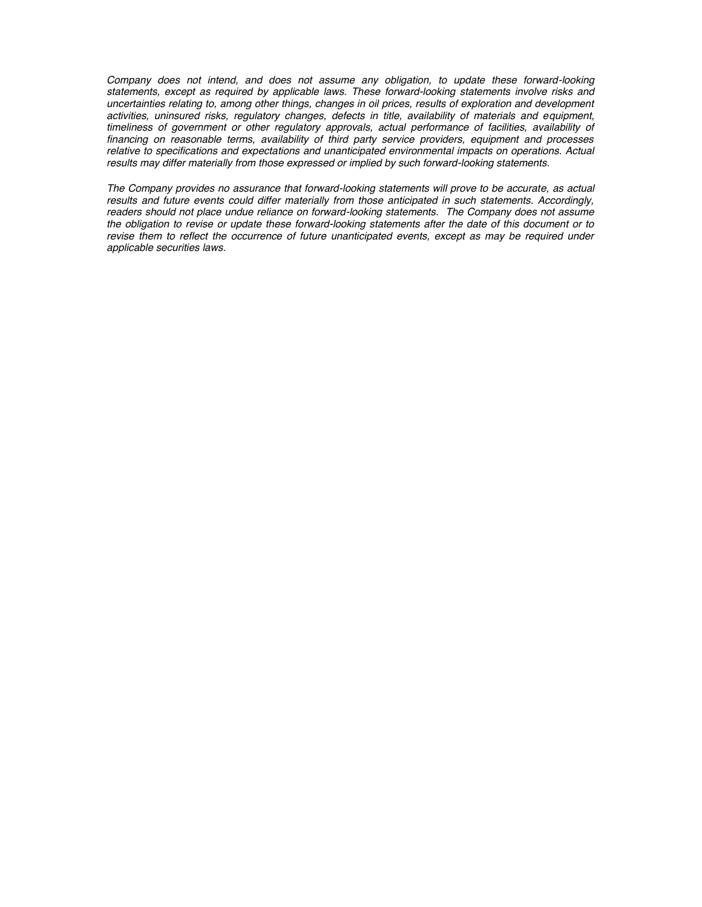*Company does not intend, and does not assume any obligation, to update these forward-looking statements, except as required by applicable laws. These forward-looking statements involve risks and uncertainties relating to, among other things, changes in oil prices, results of exploration and development activities, uninsured risks, regulatory changes, defects in title, availability of materials and equipment, timeliness of government or other regulatory approvals, actual performance of facilities, availability of financing on reasonable terms, availability of third party service providers, equipment and processes relative to specifications and expectations and unanticipated environmental impacts on operations. Actual results may differ materially from those expressed or implied by such forward-looking statements.*

*The Company provides no assurance that forward-looking statements will prove to be accurate, as actual results and future events could differ materially from those anticipated in such statements. Accordingly, readers should not place undue reliance on forward-looking statements. The Company does not assume the obligation to revise or update these forward-looking statements after the date of this document or to revise them to reflect the occurrence of future unanticipated events, except as may be required under applicable securities laws.*